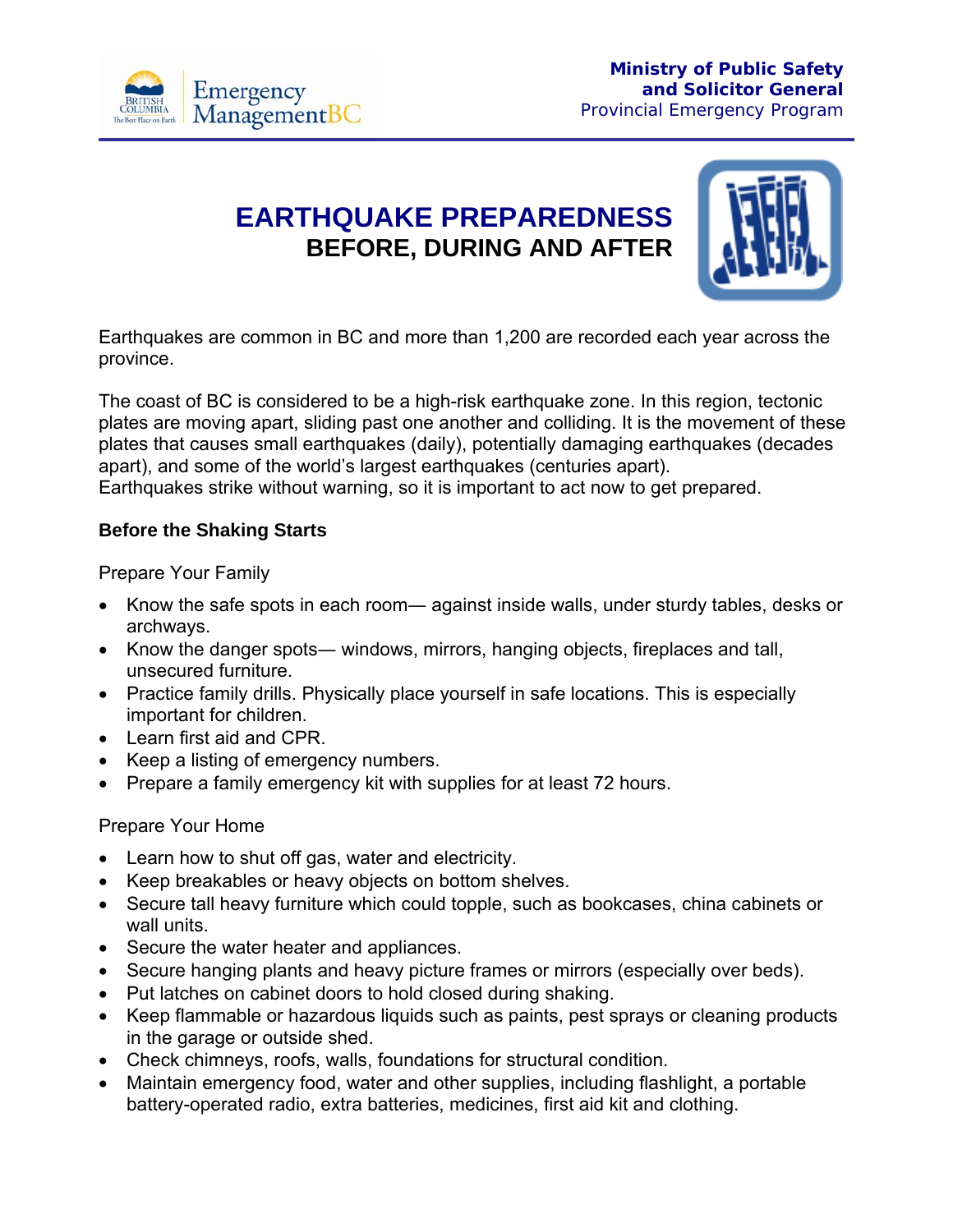Ministry of Public Safety and Solicitor General
Provincial Emergency Program

# EARTHQUAKE PREPAREDNESS
## BEFORE, DURING AND AFTER

Earthquakes are common in BC and more than 1,200 are recorded each year across the province.

The coast of BC is considered to be a high-risk earthquake zone. In this region, tectonic plates are moving apart, sliding past one another and colliding. It is the movement of these plates that causes small earthquakes (daily), potentially damaging earthquakes (decades apart), and some of the world's largest earthquakes (centuries apart).
Earthquakes strike without warning, so it is important to act now to get prepared.

### Before the Shaking Starts

Prepare Your Family

- Know the safe spots in each room— against inside walls, under sturdy tables, desks or archways.
- Know the danger spots— windows, mirrors, hanging objects, fireplaces and tall, unsecured furniture.
- Practice family drills. Physically place yourself in safe locations. This is especially important for children.
- Learn first aid and CPR.
- Keep a listing of emergency numbers.
- Prepare a family emergency kit with supplies for at least 72 hours.

Prepare Your Home

- Learn how to shut off gas, water and electricity.
- Keep breakables or heavy objects on bottom shelves.
- Secure tall heavy furniture which could topple, such as bookcases, china cabinets or wall units.
- Secure the water heater and appliances.
- Secure hanging plants and heavy picture frames or mirrors (especially over beds).
- Put latches on cabinet doors to hold closed during shaking.
- Keep flammable or hazardous liquids such as paints, pest sprays or cleaning products in the garage or outside shed.
- Check chimneys, roofs, walls, foundations for structural condition.
- Maintain emergency food, water and other supplies, including flashlight, a portable battery-operated radio, extra batteries, medicines, first aid kit and clothing.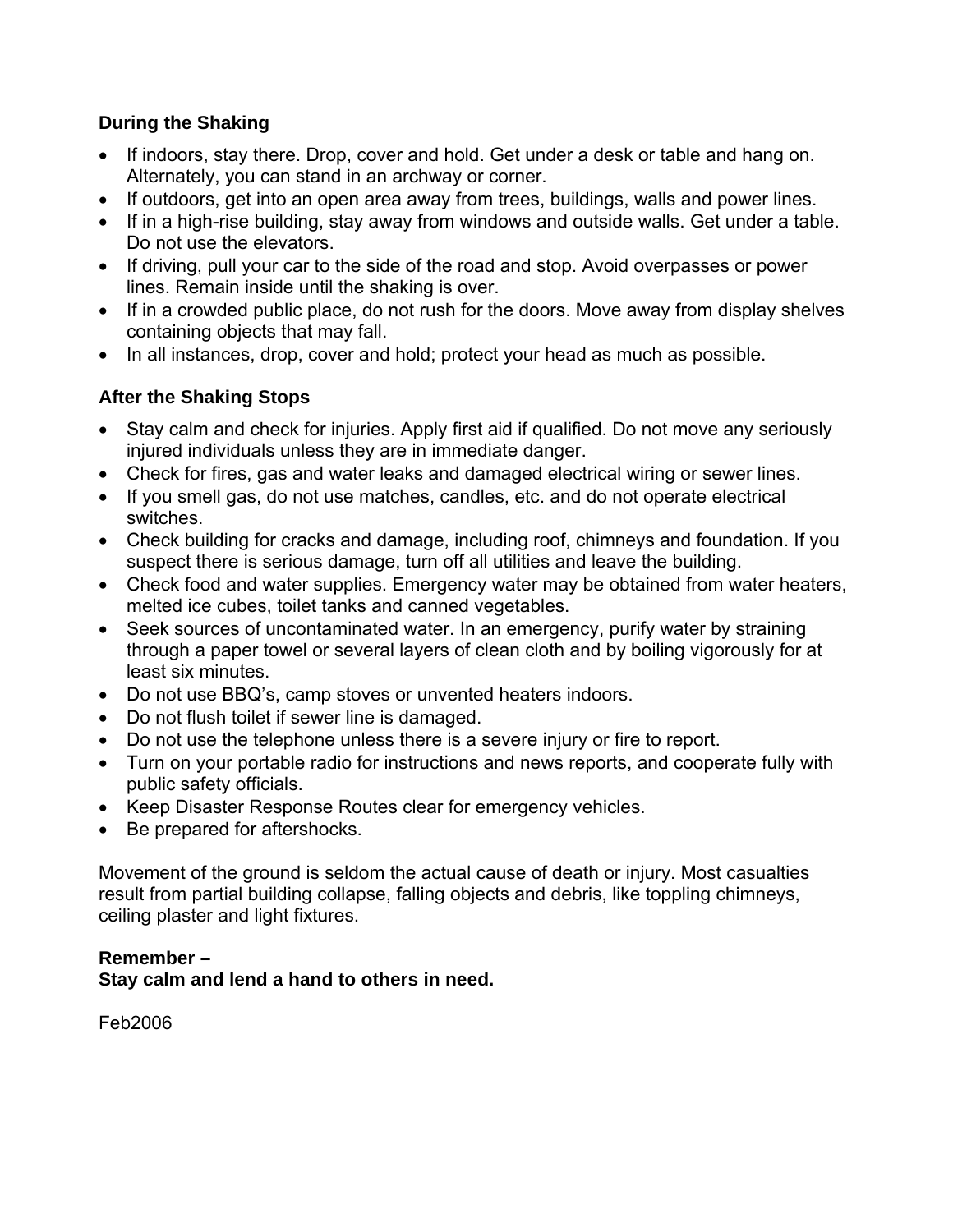### During the Shaking

- If indoors, stay there. Drop, cover and hold. Get under a desk or table and hang on. Alternately, you can stand in an archway or corner.
- If outdoors, get into an open area away from trees, buildings, walls and power lines.
- If in a high-rise building, stay away from windows and outside walls. Get under a table. Do not use the elevators.
- If driving, pull your car to the side of the road and stop. Avoid overpasses or power lines. Remain inside until the shaking is over.
- If in a crowded public place, do not rush for the doors. Move away from display shelves containing objects that may fall.
- In all instances, drop, cover and hold; protect your head as much as possible.

### After the Shaking Stops

- Stay calm and check for injuries. Apply first aid if qualified. Do not move any seriously injured individuals unless they are in immediate danger.
- Check for fires, gas and water leaks and damaged electrical wiring or sewer lines.
- If you smell gas, do not use matches, candles, etc. and do not operate electrical switches.
- Check building for cracks and damage, including roof, chimneys and foundation. If you suspect there is serious damage, turn off all utilities and leave the building.
- Check food and water supplies. Emergency water may be obtained from water heaters, melted ice cubes, toilet tanks and canned vegetables.
- Seek sources of uncontaminated water. In an emergency, purify water by straining through a paper towel or several layers of clean cloth and by boiling vigorously for at least six minutes.
- Do not use BBQ's, camp stoves or unvented heaters indoors.
- Do not flush toilet if sewer line is damaged.
- Do not use the telephone unless there is a severe injury or fire to report.
- Turn on your portable radio for instructions and news reports, and cooperate fully with public safety officials.
- Keep Disaster Response Routes clear for emergency vehicles.
- Be prepared for aftershocks.

Movement of the ground is seldom the actual cause of death or injury. Most casualties result from partial building collapse, falling objects and debris, like toppling chimneys, ceiling plaster and light fixtures.

**Remember –**
**Stay calm and lend a hand to others in need.**

Feb2006